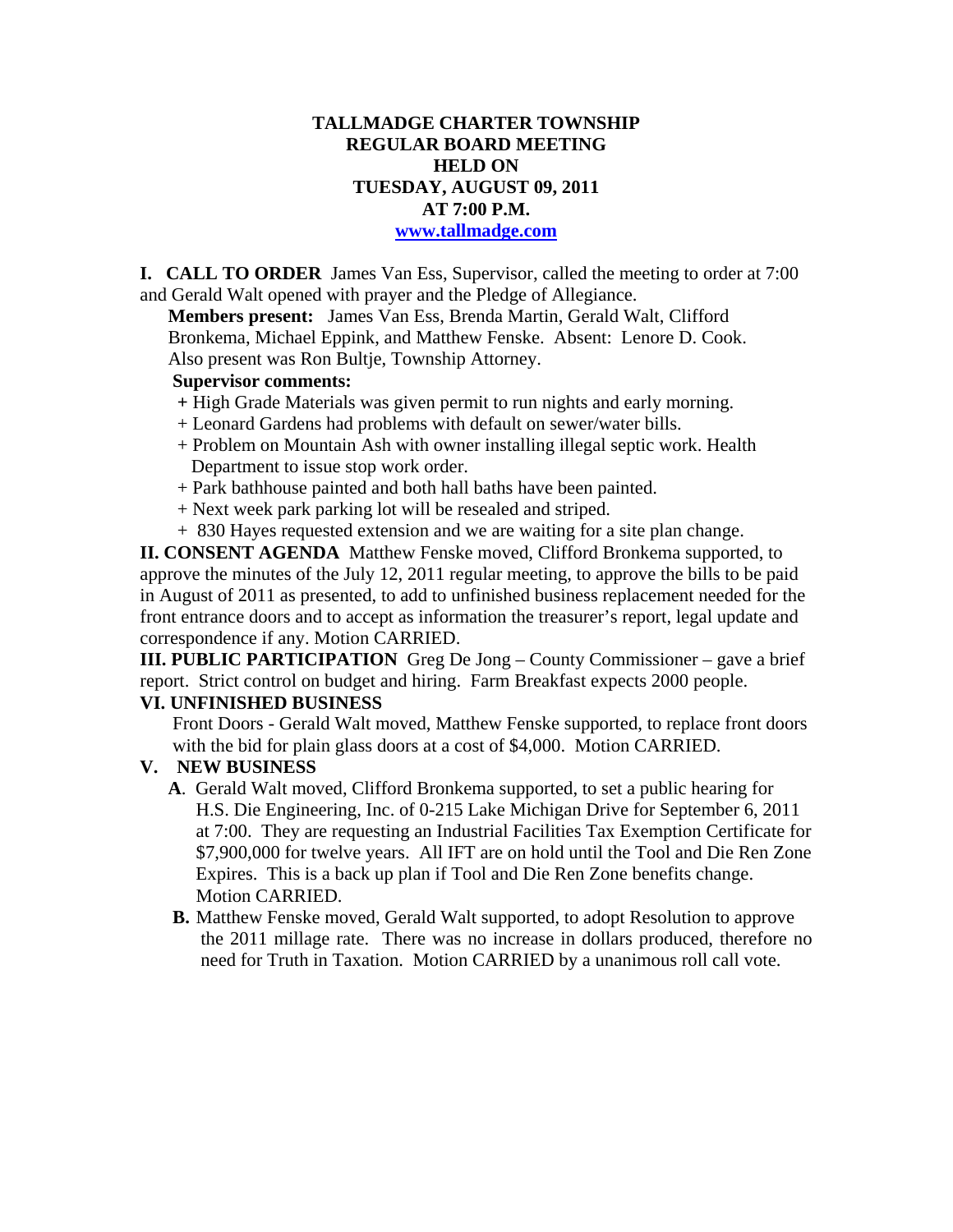# TALLMADGE CHARTER TOWNSHIP
## REGULAR BOARD MEETING
## HELD ON
## TUESDAY, AUGUST 09, 2011
## AT 7:00 P.M.

www.tallmadge.com

**I. CALL TO ORDER** James Van Ess, Supervisor, called the meeting to order at 7:00 and Gerald Walt opened with prayer and the Pledge of Allegiance.

**Members present:** James Van Ess, Brenda Martin, Gerald Walt, Clifford Bronkema, Michael Eppink, and Matthew Fenske. Absent: Lenore D. Cook. Also present was Ron Bultje, Township Attorney.

**Supervisor comments:**

+ High Grade Materials was given permit to run nights and early morning.
+ Leonard Gardens had problems with default on sewer/water bills.
+ Problem on Mountain Ash with owner installing illegal septic work. Health Department to issue stop work order.
+ Park bathhouse painted and both hall baths have been painted.
+ Next week park parking lot will be resealed and striped.
+ 830 Hayes requested extension and we are waiting for a site plan change.

**II. CONSENT AGENDA** Matthew Fenske moved, Clifford Bronkema supported, to approve the minutes of the July 12, 2011 regular meeting, to approve the bills to be paid in August of 2011 as presented, to add to unfinished business replacement needed for the front entrance doors and to accept as information the treasurer's report, legal update and correspondence if any. Motion CARRIED.

**III. PUBLIC PARTICIPATION** Greg De Jong – County Commissioner – gave a brief report. Strict control on budget and hiring. Farm Breakfast expects 2000 people.

**VI. UNFINISHED BUSINESS**

Front Doors - Gerald Walt moved, Matthew Fenske supported, to replace front doors with the bid for plain glass doors at a cost of $4,000. Motion CARRIED.

**V. NEW BUSINESS**

**A**. Gerald Walt moved, Clifford Bronkema supported, to set a public hearing for H.S. Die Engineering, Inc. of 0-215 Lake Michigan Drive for September 6, 2011 at 7:00. They are requesting an Industrial Facilities Tax Exemption Certificate for $7,900,000 for twelve years. All IFT are on hold until the Tool and Die Ren Zone Expires. This is a back up plan if Tool and Die Ren Zone benefits change. Motion CARRIED.

**B.** Matthew Fenske moved, Gerald Walt supported, to adopt Resolution to approve the 2011 millage rate. There was no increase in dollars produced, therefore no need for Truth in Taxation. Motion CARRIED by a unanimous roll call vote.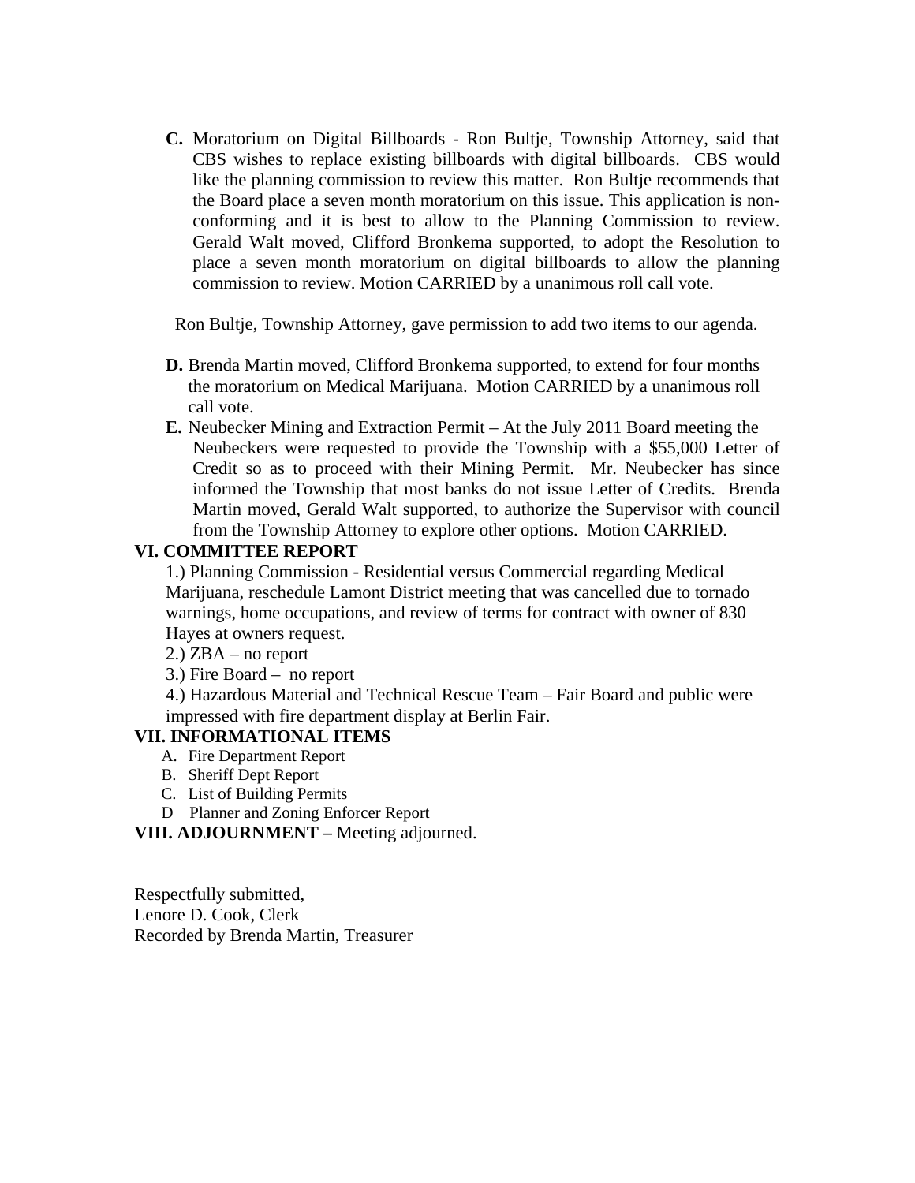**C.** Moratorium on Digital Billboards - Ron Bultje, Township Attorney, said that CBS wishes to replace existing billboards with digital billboards. CBS would like the planning commission to review this matter. Ron Bultje recommends that the Board place a seven month moratorium on this issue. This application is non-conforming and it is best to allow to the Planning Commission to review. Gerald Walt moved, Clifford Bronkema supported, to adopt the Resolution to place a seven month moratorium on digital billboards to allow the planning commission to review. Motion CARRIED by a unanimous roll call vote.

Ron Bultje, Township Attorney, gave permission to add two items to our agenda.

**D.** Brenda Martin moved, Clifford Bronkema supported, to extend for four months the moratorium on Medical Marijuana. Motion CARRIED by a unanimous roll call vote.

**E.** Neubecker Mining and Extraction Permit – At the July 2011 Board meeting the Neubeckers were requested to provide the Township with a $55,000 Letter of Credit so as to proceed with their Mining Permit. Mr. Neubecker has since informed the Township that most banks do not issue Letter of Credits. Brenda Martin moved, Gerald Walt supported, to authorize the Supervisor with council from the Township Attorney to explore other options. Motion CARRIED.

**VI. COMMITTEE REPORT**

1.) Planning Commission - Residential versus Commercial regarding Medical Marijuana, reschedule Lamont District meeting that was cancelled due to tornado warnings, home occupations, and review of terms for contract with owner of 830 Hayes at owners request.

2.) ZBA – no report

3.) Fire Board – no report

4.) Hazardous Material and Technical Rescue Team – Fair Board and public were impressed with fire department display at Berlin Fair.

**VII. INFORMATIONAL ITEMS**

A. Fire Department Report
B. Sheriff Dept Report
C. List of Building Permits
D Planner and Zoning Enforcer Report

**VIII. ADJOURNMENT –** Meeting adjourned.

Respectfully submitted,
Lenore D. Cook, Clerk
Recorded by Brenda Martin, Treasurer